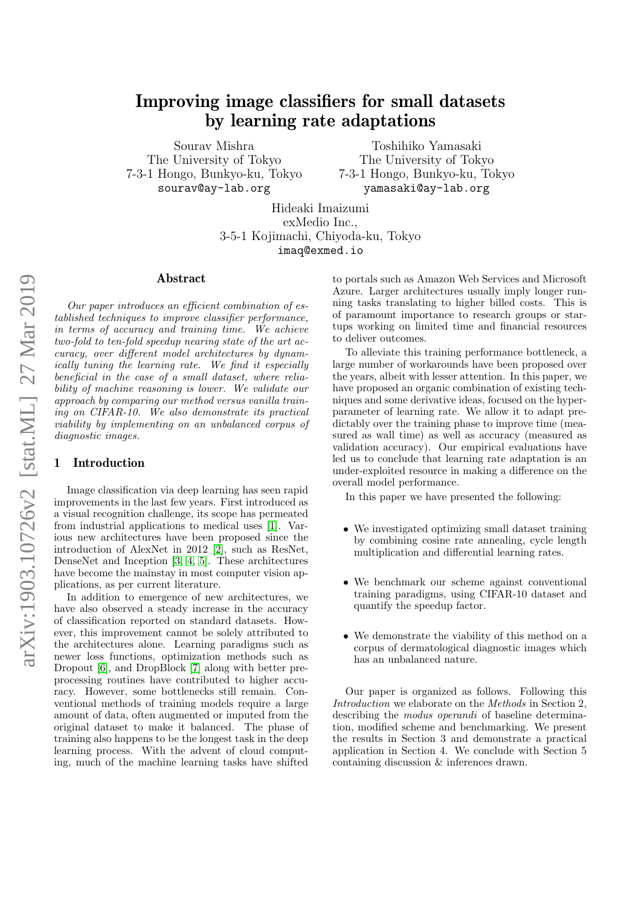# Improving image classifiers for small datasets by learning rate adaptations

Sourav Mishra
The University of Tokyo
7-3-1 Hongo, Bunkyo-ku, Tokyo
sourav@ay-lab.org

Toshihiko Yamasaki
The University of Tokyo
7-3-1 Hongo, Bunkyo-ku, Tokyo
yamasaki@ay-lab.org

Hideaki Imaizumi
exMedio Inc.,
3-5-1 Kojimachi, Chiyoda-ku, Tokyo
imaq@exmed.io

## Abstract

*Our paper introduces an efficient combination of established techniques to improve classifier performance, in terms of accuracy and training time. We achieve two-fold to ten-fold speedup nearing state of the art accuracy, over different model architectures by dynamically tuning the learning rate. We find it especially beneficial in the case of a small dataset, where reliability of machine reasoning is lower. We validate our approach by comparing our method versus vanilla training on CIFAR-10. We also demonstrate its practical viability by implementing on an unbalanced corpus of diagnostic images.*

## 1 Introduction

Image classification via deep learning has seen rapid improvements in the last few years. First introduced as a visual recognition challenge, its scope has permeated from industrial applications to medical uses [1]. Various new architectures have been proposed since the introduction of AlexNet in 2012 [2], such as ResNet, DenseNet and Inception [3, 4, 5]. These architectures have become the mainstay in most computer vision applications, as per current literature.

In addition to emergence of new architectures, we have also observed a steady increase in the accuracy of classification reported on standard datasets. However, this improvement cannot be solely attributed to the architectures alone. Learning paradigms such as newer loss functions, optimization methods such as Dropout [6], and DropBlock [7] along with better preprocessing routines have contributed to higher accuracy. However, some bottlenecks still remain. Conventional methods of training models require a large amount of data, often augmented or imputed from the original dataset to make it balanced. The phase of training also happens to be the longest task in the deep learning process. With the advent of cloud computing, much of the machine learning tasks have shifted to portals such as Amazon Web Services and Microsoft Azure. Larger architectures usually imply longer running tasks translating to higher billed costs. This is of paramount importance to research groups or startups working on limited time and financial resources to deliver outcomes.

To alleviate this training performance bottleneck, a large number of workarounds have been proposed over the years, albeit with lesser attention. In this paper, we have proposed an organic combination of existing techniques and some derivative ideas, focused on the hyperparameter of learning rate. We allow it to adapt predictably over the training phase to improve time (measured as wall time) as well as accuracy (measured as validation accuracy). Our empirical evaluations have led us to conclude that learning rate adaptation is an under-exploited resource in making a difference on the overall model performance.

In this paper we have presented the following:

- We investigated optimizing small dataset training by combining cosine rate annealing, cycle length multiplication and differential learning rates.
- We benchmark our scheme against conventional training paradigms, using CIFAR-10 dataset and quantify the speedup factor.
- We demonstrate the viability of this method on a corpus of dermatological diagnostic images which has an unbalanced nature.

Our paper is organized as follows. Following this *Introduction* we elaborate on the *Methods* in Section 2, describing the *modus operandi* of baseline determination, modified scheme and benchmarking. We present the results in Section 3 and demonstrate a practical application in Section 4. We conclude with Section 5 containing discussion & inferences drawn.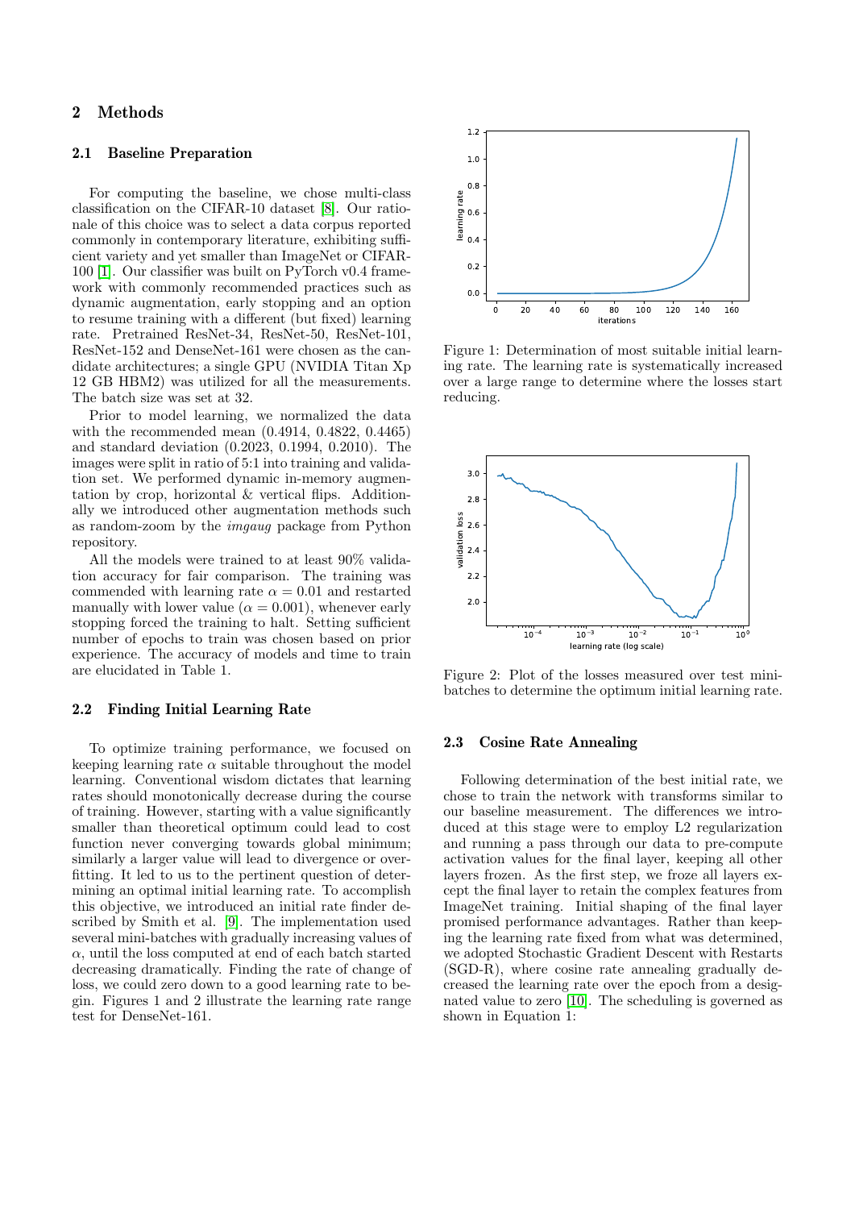## 2 Methods

### 2.1 Baseline Preparation

For computing the baseline, we chose multi-class classification on the CIFAR-10 dataset [8]. Our rationale of this choice was to select a data corpus reported commonly in contemporary literature, exhibiting sufficient variety and yet smaller than ImageNet or CIFAR-100 [1]. Our classifier was built on PyTorch v0.4 framework with commonly recommended practices such as dynamic augmentation, early stopping and an option to resume training with a different (but fixed) learning rate. Pretrained ResNet-34, ResNet-50, ResNet-101, ResNet-152 and DenseNet-161 were chosen as the candidate architectures; a single GPU (NVIDIA Titan Xp 12 GB HBM2) was utilized for all the measurements. The batch size was set at 32.

Prior to model learning, we normalized the data with the recommended mean (0.4914, 0.4822, 0.4465) and standard deviation (0.2023, 0.1994, 0.2010). The images were split in ratio of 5:1 into training and validation set. We performed dynamic in-memory augmentation by crop, horizontal & vertical flips. Additionally we introduced other augmentation methods such as random-zoom by the *imgaug* package from Python repository.

All the models were trained to at least 90% validation accuracy for fair comparison. The training was commended with learning rate $\alpha = 0.01$ and restarted manually with lower value ($\alpha = 0.001$), whenever early stopping forced the training to halt. Setting sufficient number of epochs to train was chosen based on prior experience. The accuracy of models and time to train are elucidated in Table 1.

### 2.2 Finding Initial Learning Rate

To optimize training performance, we focused on keeping learning rate $\alpha$ suitable throughout the model learning. Conventional wisdom dictates that learning rates should monotonically decrease during the course of training. However, starting with a value significantly smaller than theoretical optimum could lead to cost function never converging towards global minimum; similarly a larger value will lead to divergence or overfitting. It led to us to the pertinent question of determining an optimal initial learning rate. To accomplish this objective, we introduced an initial rate finder described by Smith et al. [9]. The implementation used several mini-batches with gradually increasing values of $\alpha$, until the loss computed at end of each batch started decreasing dramatically. Finding the rate of change of loss, we could zero down to a good learning rate to begin. Figures 1 and 2 illustrate the learning rate range test for DenseNet-161.

Figure 1: Determination of most suitable initial learning rate. The learning rate is systematically increased over a large range to determine where the losses start reducing.

Figure 2: Plot of the losses measured over test mini-batches to determine the optimum initial learning rate.

### 2.3 Cosine Rate Annealing

Following determination of the best initial rate, we chose to train the network with transforms similar to our baseline measurement. The differences we introduced at this stage were to employ L2 regularization and running a pass through our data to pre-compute activation values for the final layer, keeping all other layers frozen. As the first step, we froze all layers except the final layer to retain the complex features from ImageNet training. Initial shaping of the final layer promised performance advantages. Rather than keeping the learning rate fixed from what was determined, we adopted Stochastic Gradient Descent with Restarts (SGD-R), where cosine rate annealing gradually decreased the learning rate over the epoch from a designated value to zero [10]. The scheduling is governed as shown in Equation 1: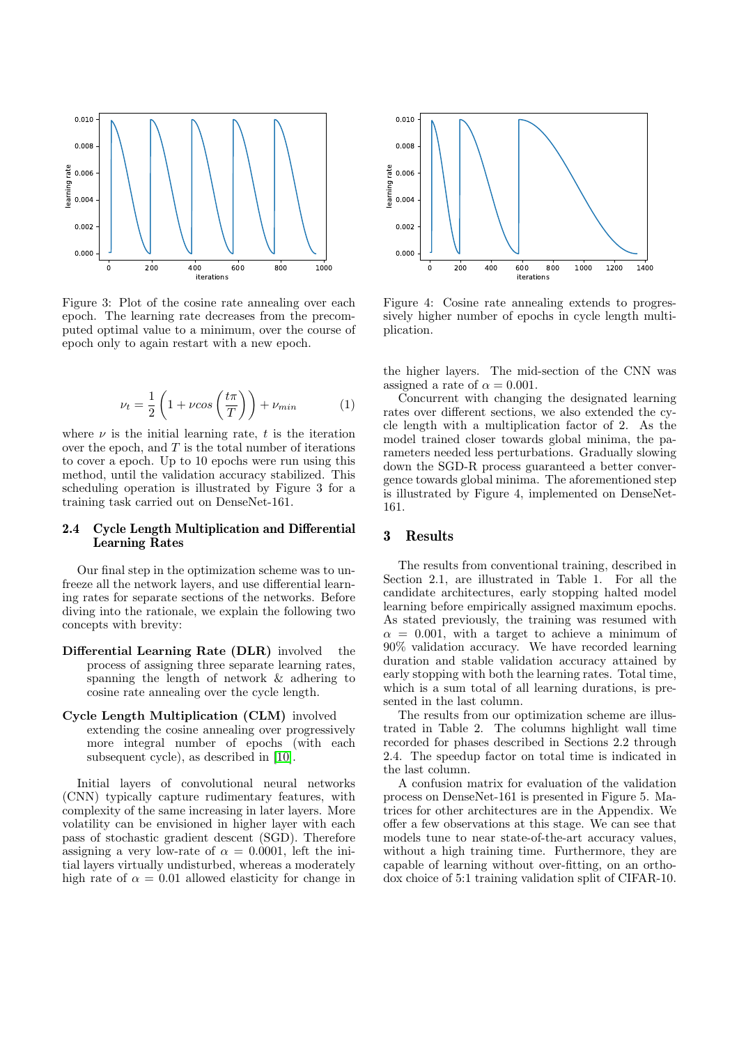Figure 3: Plot of the cosine rate annealing over each epoch. The learning rate decreases from the precomputed optimal value to a minimum, over the course of epoch only to again restart with a new epoch.

$$\nu_t = \frac{1}{2}\left(1 + \nu cos\left(\frac{t\pi}{T}\right)\right) + \nu_{min} \qquad (1)$$

where $\nu$ is the initial learning rate, $t$ is the iteration over the epoch, and $T$ is the total number of iterations to cover a epoch. Up to 10 epochs were run using this method, until the validation accuracy stabilized. This scheduling operation is illustrated by Figure 3 for a training task carried out on DenseNet-161.

### 2.4 Cycle Length Multiplication and Differential Learning Rates

Our final step in the optimization scheme was to unfreeze all the network layers, and use differential learning rates for separate sections of the networks. Before diving into the rationale, we explain the following two concepts with brevity:

**Differential Learning Rate (DLR)** involved the process of assigning three separate learning rates, spanning the length of network & adhering to cosine rate annealing over the cycle length.

**Cycle Length Multiplication (CLM)** involved extending the cosine annealing over progressively more integral number of epochs (with each subsequent cycle), as described in [10].

Initial layers of convolutional neural networks (CNN) typically capture rudimentary features, with complexity of the same increasing in later layers. More volatility can be envisioned in higher layer with each pass of stochastic gradient descent (SGD). Therefore assigning a very low-rate of $\alpha = 0.0001$, left the initial layers virtually undisturbed, whereas a moderately high rate of $\alpha = 0.01$ allowed elasticity for change in the higher layers. The mid-section of the CNN was assigned a rate of $\alpha = 0.001$.

Concurrent with changing the designated learning rates over different sections, we also extended the cycle length with a multiplication factor of 2. As the model trained closer towards global minima, the parameters needed less perturbations. Gradually slowing down the SGD-R process guaranteed a better convergence towards global minima. The aforementioned step is illustrated by Figure 4, implemented on DenseNet-161.

Figure 4: Cosine rate annealing extends to progressively higher number of epochs in cycle length multiplication.

## 3 Results

The results from conventional training, described in Section 2.1, are illustrated in Table 1. For all the candidate architectures, early stopping halted model learning before empirically assigned maximum epochs. As stated previously, the training was resumed with $\alpha = 0.001$, with a target to achieve a minimum of 90% validation accuracy. We have recorded learning duration and stable validation accuracy attained by early stopping with both the learning rates. Total time, which is a sum total of all learning durations, is presented in the last column.

The results from our optimization scheme are illustrated in Table 2. The columns highlight wall time recorded for phases described in Sections 2.2 through 2.4. The speedup factor on total time is indicated in the last column.

A confusion matrix for evaluation of the validation process on DenseNet-161 is presented in Figure 5. Matrices for other architectures are in the Appendix. We offer a few observations at this stage. We can see that models tune to near state-of-the-art accuracy values, without a high training time. Furthermore, they are capable of learning without over-fitting, on an orthodox choice of 5:1 training validation split of CIFAR-10.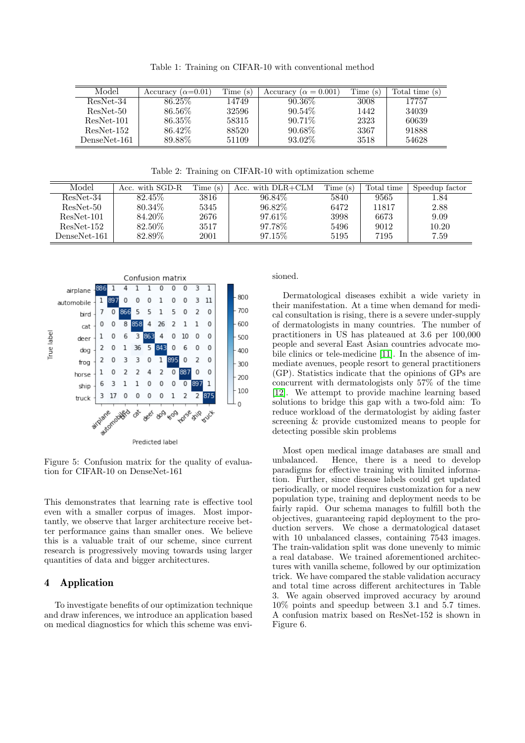Table 1: Training on CIFAR-10 with conventional method

| Model | Accuracy ($\alpha$=0.01) | Time (s) | Accuracy ($\alpha$ = 0.001) | Time (s) | Total time (s) |
|---|---|---|---|---|---|
| ResNet-34 | 86.25% | 14749 | 90.36% | 3008 | 17757 |
| ResNet-50 | 86.56% | 32596 | 90.54% | 1442 | 34039 |
| ResNet-101 | 86.35% | 58315 | 90.71% | 2323 | 60639 |
| ResNet-152 | 86.42% | 88520 | 90.68% | 3367 | 91888 |
| DenseNet-161 | 89.88% | 51109 | 93.02% | 3518 | 54628 |

Table 2: Training on CIFAR-10 with optimization scheme

| Model | Acc. with SGD-R | Time (s) | Acc. with DLR+CLM | Time (s) | Total time | Speedup factor |
|---|---|---|---|---|---|---|
| ResNet-34 | 82.45% | 3816 | 96.84% | 5840 | 9565 | 1.84 |
| ResNet-50 | 80.34% | 5345 | 96.82% | 6472 | 11817 | 2.88 |
| ResNet-101 | 84.20% | 2676 | 97.61% | 3998 | 6673 | 9.09 |
| ResNet-152 | 82.50% | 3517 | 97.78% | 5496 | 9012 | 10.20 |
| DenseNet-161 | 82.89% | 2001 | 97.15% | 5195 | 7195 | 7.59 |

Confusion matrix

| True label \ Predicted label | airplane | automobile | bird | cat | deer | dog | frog | horse | ship | truck |
|---|---|---|---|---|---|---|---|---|---|---|
| airplane | 886 | 1 | 4 | 1 | 1 | 0 | 0 | 0 | 3 | 1 |
| automobile | 1 | 897 | 0 | 0 | 0 | 1 | 0 | 0 | 3 | 11 |
| bird | 7 | 0 | 866 | 5 | 5 | 1 | 5 | 0 | 2 | 0 |
| cat | 0 | 0 | 8 | 858 | 4 | 26 | 2 | 1 | 1 | 0 |
| deer | 1 | 0 | 6 | 3 | 863 | 4 | 0 | 10 | 0 | 0 |
| dog | 2 | 0 | 1 | 36 | 5 | 843 | 0 | 6 | 0 | 0 |
| frog | 2 | 0 | 3 | 3 | 0 | 1 | 895 | 0 | 2 | 0 |
| horse | 1 | 0 | 2 | 2 | 4 | 2 | 0 | 887 | 0 | 0 |
| ship | 6 | 3 | 1 | 1 | 0 | 0 | 0 | 0 | 897 | 1 |
| truck | 3 | 17 | 0 | 0 | 0 | 0 | 1 | 2 | 2 | 875 |

Figure 5: Confusion matrix for the quality of evaluation for CIFAR-10 on DenseNet-161

This demonstrates that learning rate is effective tool even with a smaller corpus of images. Most importantly, we observe that larger architecture receive better performance gains than smaller ones. We believe this is a valuable trait of our scheme, since current research is progressively moving towards using larger quantities of data and bigger architectures.

## 4 Application

To investigate benefits of our optimization technique and draw inferences, we introduce an application based on medical diagnostics for which this scheme was envisioned.

Dermatological diseases exhibit a wide variety in their manifestation. At a time when demand for medical consultation is rising, there is a severe under-supply of dermatologists in many countries. The number of practitioners in US has plateaued at 3.6 per 100,000 people and several East Asian countries advocate mobile clinics or tele-medicine [11]. In the absence of intermediate avenues, people resort to general practitioners (GP). Statistics indicate that the opinions of GPs are concurrent with dermatologists only 57% of the time [12]. We attempt to provide machine learning based solutions to bridge this gap with a two-fold aim: To reduce workload of the dermatologist by aiding faster screening & provide customized means to people for detecting possible skin problems

Most open medical image databases are small and unbalanced. Hence, there is a need to look for paradigms for effective training with limited information. Further, since disease labels could get updated periodically, or model requires customization for a new population type, training and deployment needs to be fairly rapid. Our schema manages to fulfill both the objectives, guaranteeing rapid deployment to the production servers. We chose a dermatological dataset with 10 unbalanced classes, containing 7543 images. The train-validation split was done unevenly to mimic a real database. We trained aforementioned architectures with vanilla scheme, followed by our optimization trick. We have compared the stable validation accuracy and total time across different architectures in Table 3. We again observed improved accuracy by around 10% points and speedup between 3.1 and 5.7 times. A confusion matrix based on ResNet-152 is shown in Figure 6.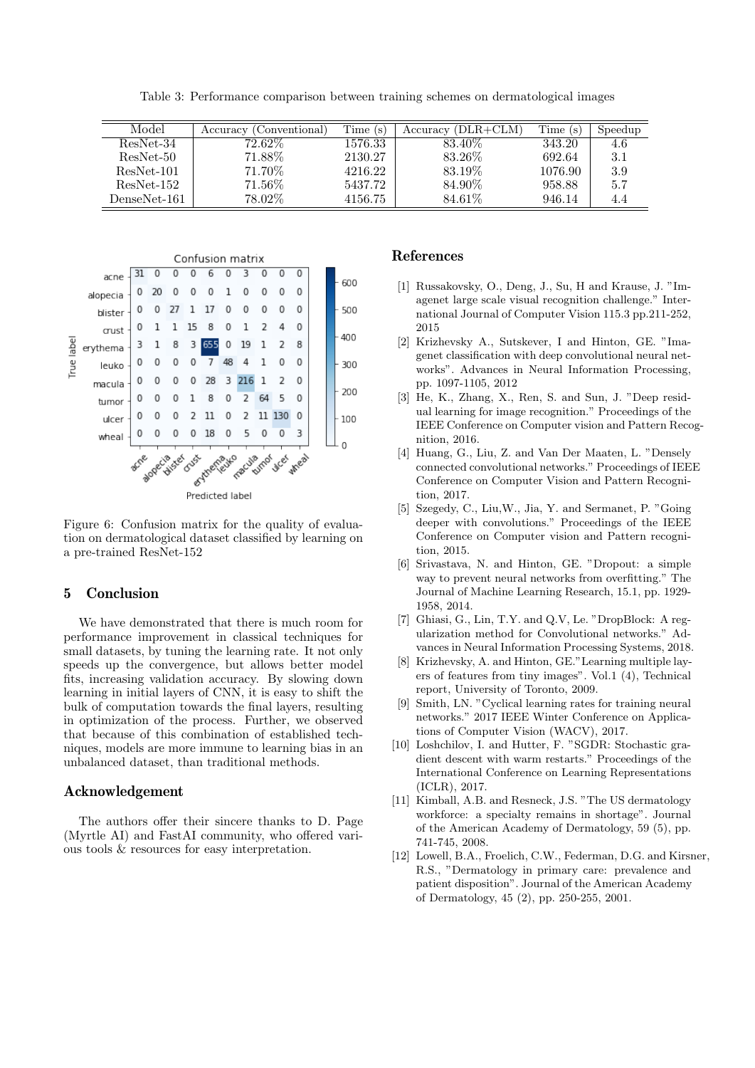Table 3: Performance comparison between training schemes on dermatological images

| Model | Accuracy (Conventional) | Time (s) | Accuracy (DLR+CLM) | Time (s) | Speedup |
|---|---|---|---|---|---|
| ResNet-34 | 72.62% | 1576.33 | 83.40% | 343.20 | 4.6 |
| ResNet-50 | 71.88% | 2130.27 | 83.26% | 692.64 | 3.1 |
| ResNet-101 | 71.70% | 4216.22 | 83.19% | 1076.90 | 3.9 |
| ResNet-152 | 71.56% | 5437.72 | 84.90% | 958.88 | 5.7 |
| DenseNet-161 | 78.02% | 4156.75 | 84.61% | 946.14 | 4.4 |

| True label \ Predicted label | acne | alopecia | blister | crust | erythema | leuko | macula | tumor | ulcer | wheal |
|---|---|---|---|---|---|---|---|---|---|---|
| acne | 31 | 0 | 0 | 0 | 6 | 0 | 3 | 0 | 0 | 0 |
| alopecia | 0 | 20 | 0 | 0 | 0 | 1 | 0 | 0 | 0 | 0 |
| blister | 0 | 0 | 27 | 1 | 17 | 0 | 0 | 0 | 0 | 0 |
| crust | 0 | 1 | 1 | 15 | 8 | 0 | 1 | 2 | 4 | 0 |
| erythema | 3 | 1 | 8 | 3 | 655 | 0 | 19 | 1 | 2 | 8 |
| leuko | 0 | 0 | 0 | 0 | 7 | 48 | 4 | 1 | 0 | 0 |
| macula | 0 | 0 | 0 | 0 | 28 | 3 | 216 | 1 | 2 | 0 |
| tumor | 0 | 0 | 0 | 1 | 8 | 0 | 2 | 64 | 5 | 0 |
| ulcer | 0 | 0 | 0 | 2 | 11 | 0 | 2 | 11 | 130 | 0 |
| wheal | 0 | 0 | 0 | 0 | 18 | 0 | 5 | 0 | 0 | 3 |

Figure 6: Confusion matrix for the quality of evaluation on dermatological dataset classified by learning on a pre-trained ResNet-152

## 5 Conclusion

We have demonstrated that there is much room for performance improvement in classical techniques for small datasets, by tuning the learning rate. It not only speeds up the convergence, but allows better model fits, increasing validation accuracy. By slowing down learning in initial layers of CNN, it is easy to shift the bulk of computation towards the final layers, resulting in optimization of the process. Further, we observed that because of this combination of established techniques, models are more immune to learning bias in an unbalanced dataset, than traditional methods.

## Acknowledgement

The authors offer their sincere thanks to D. Page (Myrtle AI) and FastAI community, who offered various tools & resources for easy interpretation.

## References

[1] Russakovsky, O., Deng, J., Su, H and Krause, J. "Imagenet large scale visual recognition challenge." International Journal of Computer Vision 115.3 pp.211-252, 2015

[2] Krizhevsky A., Sutskever, I and Hinton, GE. "Imagenet classification with deep convolutional neural networks". Advances in Neural Information Processing, pp. 1097-1105, 2012

[3] He, K., Zhang, X., Ren, S. and Sun, J. "Deep residual learning for image recognition." Proceedings of the IEEE Conference on Computer vision and Pattern Recognition, 2016.

[4] Huang, G., Liu, Z. and Van Der Maaten, L. "Densely connected convolutional networks." Proceedings of IEEE Conference on Computer Vision and Pattern Recognition, 2017.

[5] Szegedy, C., Liu,W., Jia, Y. and Sermanet, P. "Going deeper with convolutions." Proceedings of the IEEE Conference on Computer vision and Pattern recognition, 2015.

[6] Srivastava, N. and Hinton, GE. "Dropout: a simple way to prevent neural networks from overfitting." The Journal of Machine Learning Research, 15.1, pp. 1929-1958, 2014.

[7] Ghiasi, G., Lin, T.Y. and Q.V, Le. "DropBlock: A regularization method for Convolutional networks." Advances in Neural Information Processing Systems, 2018.

[8] Krizhevsky, A. and Hinton, GE."Learning multiple layers of features from tiny images". Vol.1 (4), Technical report, University of Toronto, 2009.

[9] Smith, LN. "Cyclical learning rates for training neural networks." 2017 IEEE Winter Conference on Applications of Computer Vision (WACV), 2017.

[10] Loshchilov, I. and Hutter, F. "SGDR: Stochastic gradient descent with warm restarts." Proceedings of the International Conference on Learning Representations (ICLR), 2017.

[11] Kimball, A.B. and Resneck, J.S. "The US dermatology workforce: a specialty remains in shortage". Journal of the American Academy of Dermatology, 59 (5), pp. 741-745, 2008.

[12] Lowell, B.A., Froelich, C.W., Federman, D.G. and Kirsner, R.S., "Dermatology in primary care: prevalence and patient disposition". Journal of the American Academy of Dermatology, 45 (2), pp. 250-255, 2001.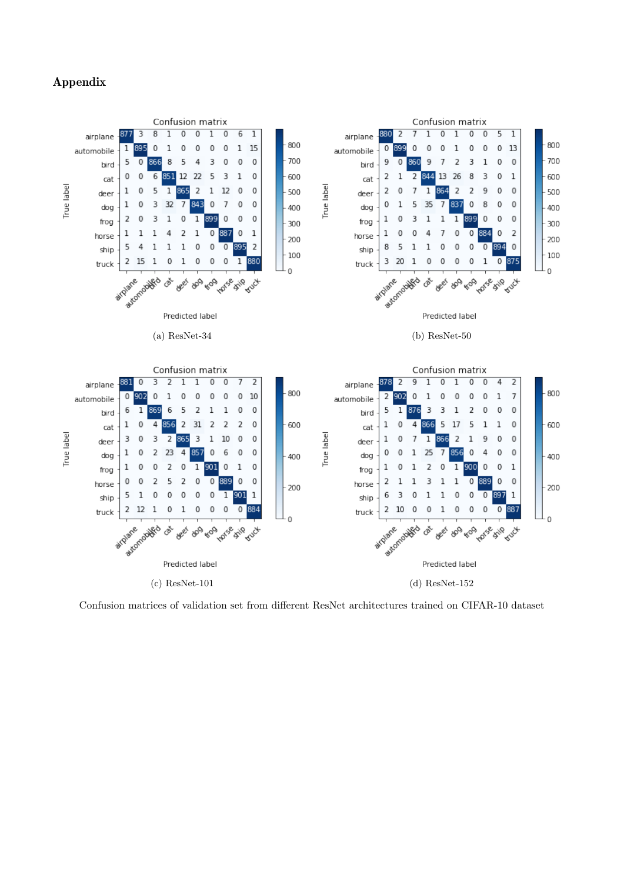## Appendix

Confusion matrix

True label: airplane, automobile, bird, cat, deer, dog, frog, horse, ship, truck

Predicted label: airplane, automobile, bird, cat, deer, dog, frog, horse, ship, truck

airplane 877 3 8 1 0 0 1 0 6 1
automobile 1 895 0 1 0 0 0 0 1 15
bird 5 0 866 8 5 4 3 0 0 0
cat 0 0 6 851 12 22 5 3 1 0
deer 1 0 5 1 865 2 1 12 0 0
dog 1 0 3 32 7 843 0 7 0 0
frog 2 0 3 1 0 1 899 0 0 0
horse 1 1 1 4 2 1 0 887 0 1
ship 5 4 1 1 1 0 0 0 895 2
truck 2 15 1 0 1 0 0 0 1 880

800 700 600 500 400 300 200 100 0

(a) ResNet-34

Confusion matrix

True label: airplane, automobile, bird, cat, deer, dog, frog, horse, ship, truck

Predicted label: airplane, automobile, bird, cat, deer, dog, frog, horse, ship, truck

airplane 880 2 7 1 0 1 0 0 5 1
automobile 0 899 0 0 0 1 0 0 0 13
bird 9 0 860 9 7 2 3 1 0 0
cat 2 1 2 844 13 26 8 3 0 1
deer 2 0 7 1 864 2 2 9 0 0
dog 0 1 5 35 7 837 0 8 0 0
frog 1 0 3 1 1 1 899 0 0 0
horse 1 0 0 4 7 0 0 884 0 2
ship 8 5 1 1 0 0 0 0 894 0
truck 3 20 1 0 0 0 0 1 0 875

800 700 600 500 400 300 200 100 0

(b) ResNet-50

Confusion matrix

True label: airplane, automobile, bird, cat, deer, dog, frog, horse, ship, truck

Predicted label: airplane, automobile, bird, cat, deer, dog, frog, horse, ship, truck

airplane 881 0 3 2 1 1 0 0 7 2
automobile 0 902 0 1 0 0 0 0 0 10
bird 6 1 869 6 5 2 1 1 0 0
cat 1 0 4 856 2 31 2 2 2 0
deer 3 0 3 2 865 3 1 10 0 0
dog 1 0 2 23 4 857 0 6 0 0
frog 1 0 0 2 0 1 901 0 1 0
horse 0 0 2 5 2 0 0 889 0 0
ship 5 1 0 0 0 0 0 1 901 1
truck 2 12 1 0 1 0 0 0 0 884

800 600 400 200 0

(c) ResNet-101

Confusion matrix

True label: airplane, automobile, bird, cat, deer, dog, frog, horse, ship, truck

Predicted label: airplane, automobile, bird, cat, deer, dog, frog, horse, ship, truck

airplane 878 2 9 1 0 1 0 0 4 2
automobile 2 902 0 1 0 0 0 0 1 7
bird 5 1 876 3 3 1 2 0 0 0
cat 1 0 4 866 5 17 5 1 1 0
deer 1 0 7 1 866 2 1 9 0 0
dog 0 0 1 25 7 856 0 4 0 0
frog 1 0 1 2 0 1 900 0 0 1
horse 2 1 1 3 1 1 0 889 0 0
ship 6 3 0 1 1 0 0 0 897 1
truck 2 10 0 0 1 0 0 0 0 887

800 600 400 200 0

(d) ResNet-152

Confusion matrices of validation set from different ResNet architectures trained on CIFAR-10 dataset